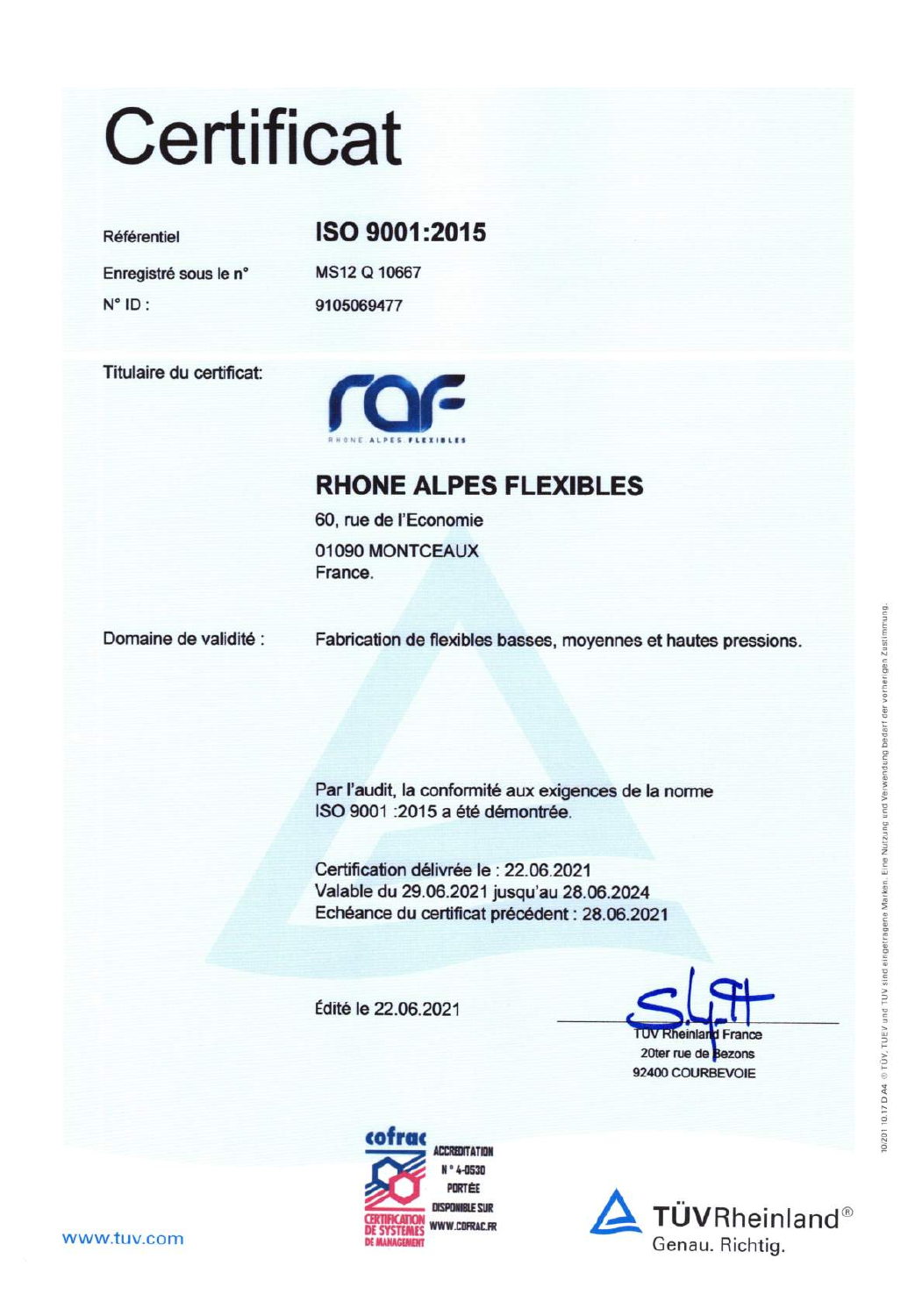# Certificat

| | |
|---|---|
| Référentiel | **ISO 9001:2015** |
| Enregistré sous le n° | MS12 Q 10667 |
| N° ID : | 9105069477 |

Titulaire du certificat:

RHONE ALPES FLEXIBLES

## RHONE ALPES FLEXIBLES

60, rue de l'Economie
01090 MONTCEAUX
France.

Domaine de validité : Fabrication de flexibles basses, moyennes et hautes pressions.

Par l'audit, la conformité aux exigences de la norme ISO 9001 :2015 a été démontrée.

Certification délivrée le : 22.06.2021
Valable du 29.06.2021 jusqu'au 28.06.2024
Echéance du certificat précédent : 28.06.2021

Édité le 22.06.2021

TÜV Rheinland France
20ter rue de Bezons
92400 COURBEVOIE

cofrac CERTIFICATION DE SYSTEMES DE MANAGEMENT
ACCREDITATION N° 4-0530 PORTÉE DISPONIBLE SUR WWW.COFRAC.FR

TÜVRheinland®
Genau. Richtig.

www.tuv.com

10/201 10.17 D A4 © TÜV, TUEV und TUV sind eingetragene Marken. Eine Nutzung und Verwendung bedarf der vorherigen Zustimmung.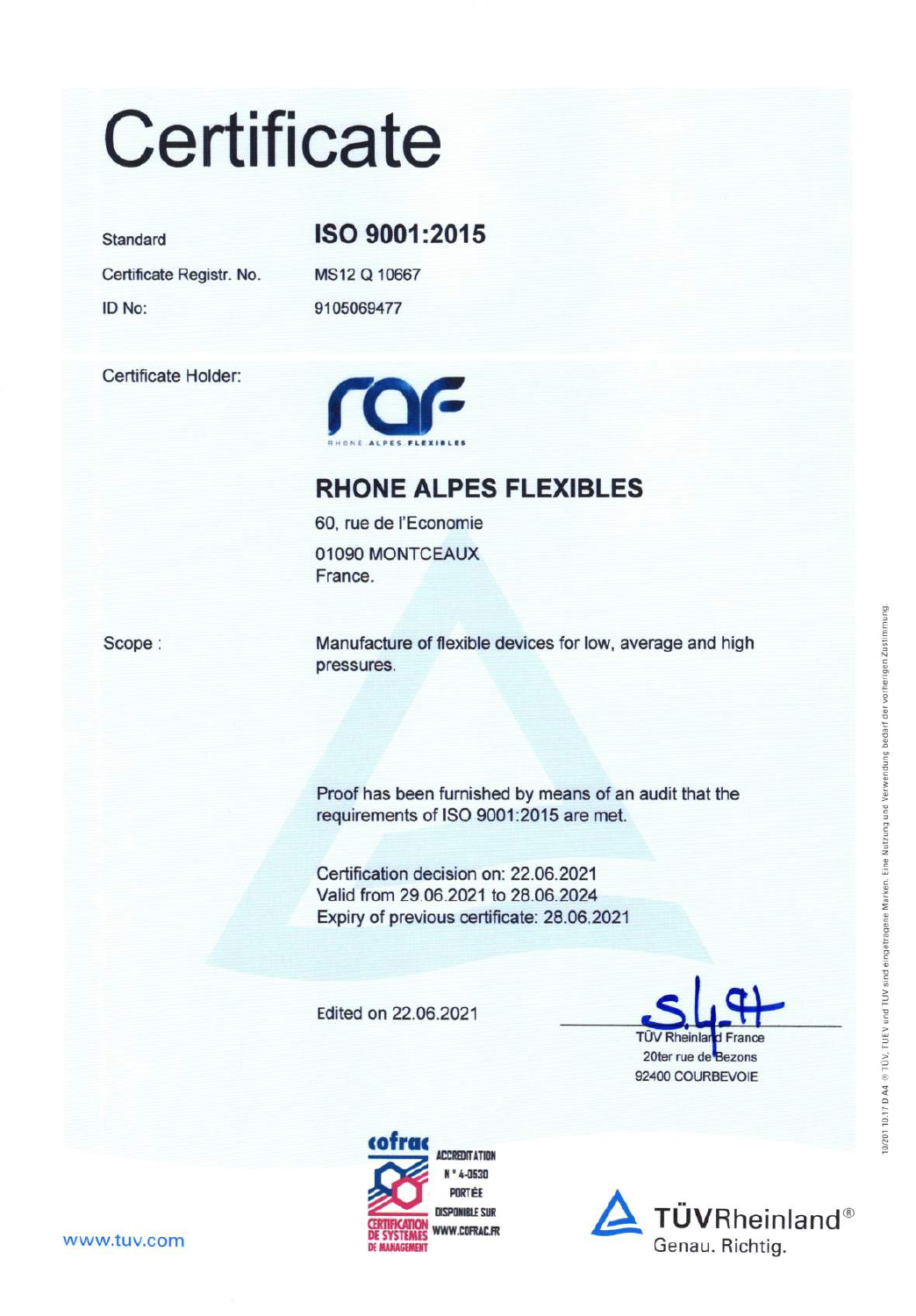# Certificate

Standard **ISO 9001:2015**

Certificate Registr. No. MS12 Q 10667

ID No: 9105069477

Certificate Holder:

rAF RHONE ALPES FLEXIBLES

**RHONE ALPES FLEXIBLES**

60, rue de l'Economie

01090 MONTCEAUX
France.

Scope : Manufacture of flexible devices for low, average and high pressures.

Proof has been furnished by means of an audit that the requirements of ISO 9001:2015 are met.

Certification decision on: 22.06.2021
Valid from 29.06.2021 to 28.06.2024
Expiry of previous certificate: 28.06.2021

Edited on 22.06.2021

TÜV Rheinland France
20ter rue de Bezons
92400 COURBEVOIE

cofrac ACCREDITATION N° 4-0530 PORTÉE DISPONIBLE SUR WWW.COFRAC.FR
CERTIFICATION DE SYSTEMES DE MANAGEMENT

www.tuv.com

TÜVRheinland®
Genau. Richtig.

10/201 10.17 D A4 ® TÜV, TUEV und TUV sind eingetragene Marken. Eine Nutzung und Verwendung bedarf der vorherigen Zustimmung.